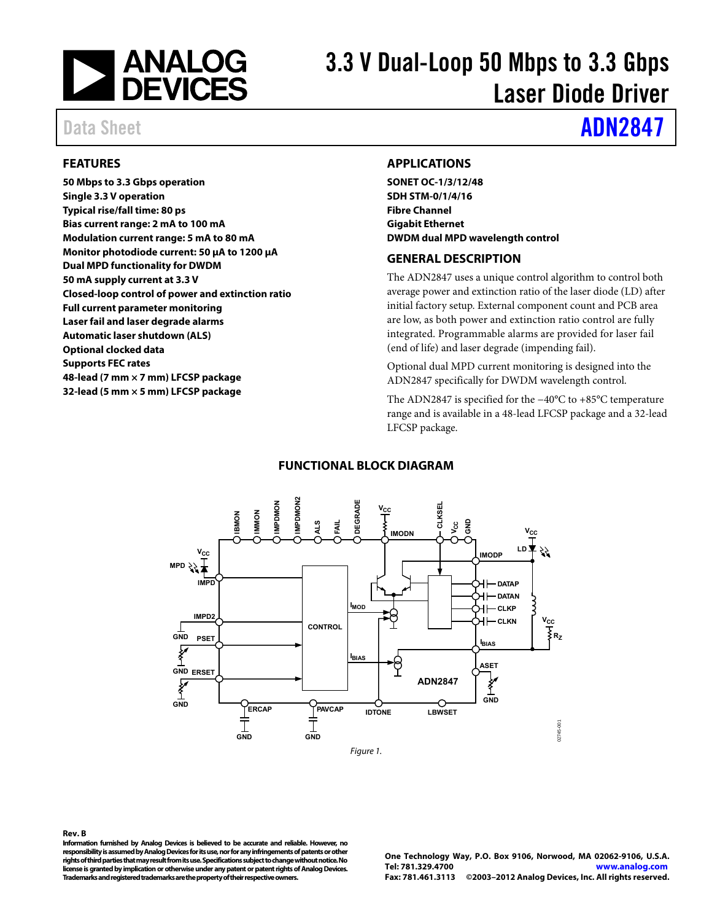# 3.3 V Dual-Loop 50 Mbps to 3.3 Gbps Laser Diode Driver

Data Sheet

**ADN2847**

## FEATURES

**50 Mbps to 3.3 Gbps operation**
**Single 3.3 V operation**
**Typical rise/fall time: 80 ps**
**Bias current range: 2 mA to 100 mA**
**Modulation current range: 5 mA to 80 mA**
**Monitor photodiode current: 50 μA to 1200 μA**
**Dual MPD functionality for DWDM**
**50 mA supply current at 3.3 V**
**Closed-loop control of power and extinction ratio**
**Full current parameter monitoring**
**Laser fail and laser degrade alarms**
**Automatic laser shutdown (ALS)**
**Optional clocked data**
**Supports FEC rates**
**48-lead (7 mm × 7 mm) LFCSP package**
**32-lead (5 mm × 5 mm) LFCSP package**

## APPLICATIONS

**SONET OC-1/3/12/48**
**SDH STM-0/1/4/16**
**Fibre Channel**
**Gigabit Ethernet**
**DWDM dual MPD wavelength control**

## GENERAL DESCRIPTION

The ADN2847 uses a unique control algorithm to control both average power and extinction ratio of the laser diode (LD) after initial factory setup. External component count and PCB area are low, as both power and extinction ratio control are fully integrated. Programmable alarms are provided for laser fail (end of life) and laser degrade (impending fail).

Optional dual MPD current monitoring is designed into the ADN2847 specifically for DWDM wavelength control.

The ADN2847 is specified for the −40°C to +85°C temperature range and is available in a 48-lead LFCSP package and a 32-lead LFCSP package.

## FUNCTIONAL BLOCK DIAGRAM

*Figure 1.*

**Rev. B**

**Information furnished by Analog Devices is believed to be accurate and reliable. However, no responsibility is assumed by Analog Devices for its use, nor for any infringements of patents or other rights of third parties that may result from its use. Specifications subject to change without notice. No license is granted by implication or otherwise under any patent or patent rights of Analog Devices. Trademarks and registered trademarks are the property of their respective owners.**

**One Technology Way, P.O. Box 9106, Norwood, MA 02062-9106, U.S.A.**
**Tel: 781.329.4700 www.analog.com**
**Fax: 781.461.3113 ©2003–2012 Analog Devices, Inc. All rights reserved.**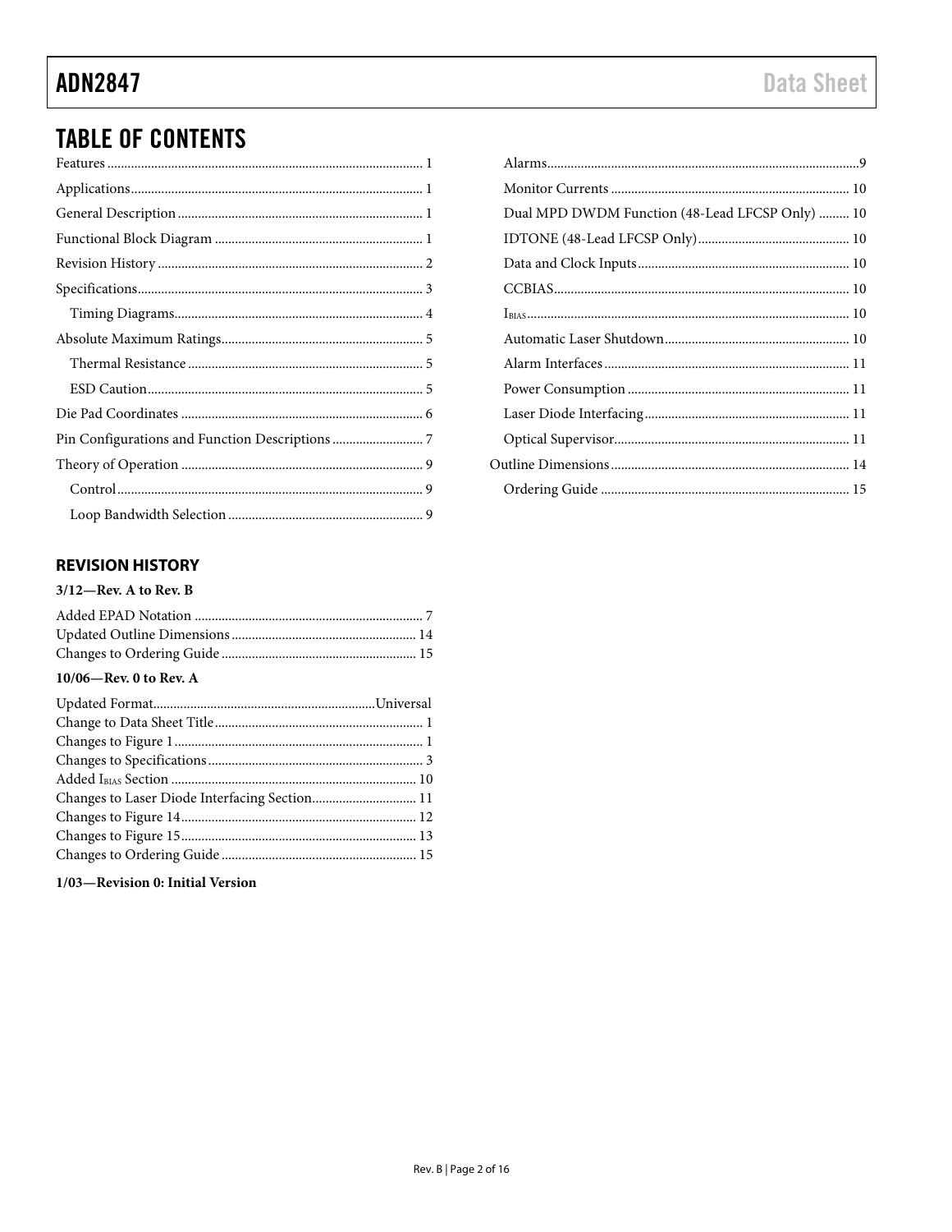# TABLE OF CONTENTS

Features ... 1
Applications ... 1
General Description ... 1
Functional Block Diagram ... 1
Revision History ... 2
Specifications ... 3
  Timing Diagrams ... 4
Absolute Maximum Ratings ... 5
  Thermal Resistance ... 5
  ESD Caution ... 5
Die Pad Coordinates ... 6
Pin Configurations and Function Descriptions ... 7
Theory of Operation ... 9
  Control ... 9
  Loop Bandwidth Selection ... 9
  Alarms ... 9
  Monitor Currents ... 10
  Dual MPD DWDM Function (48-Lead LFCSP Only) ... 10
  IDTONE (48-Lead LFCSP Only) ... 10
  Data and Clock Inputs ... 10
  CCBIAS ... 10
  $I_{BIAS}$ ... 10
  Automatic Laser Shutdown ... 10
  Alarm Interfaces ... 11
  Power Consumption ... 11
  Laser Diode Interfacing ... 11
  Optical Supervisor ... 11
Outline Dimensions ... 14
  Ordering Guide ... 15

## REVISION HISTORY

**3/12—Rev. A to Rev. B**

Added EPAD Notation ... 7
Updated Outline Dimensions ... 14
Changes to Ordering Guide ... 15

**10/06—Rev. 0 to Rev. A**

Updated Format ... Universal
Change to Data Sheet Title ... 1
Changes to Figure 1 ... 1
Changes to Specifications ... 3
Added $I_{BIAS}$ Section ... 10
Changes to Laser Diode Interfacing Section ... 11
Changes to Figure 14 ... 12
Changes to Figure 15 ... 13
Changes to Ordering Guide ... 15

**1/03—Revision 0: Initial Version**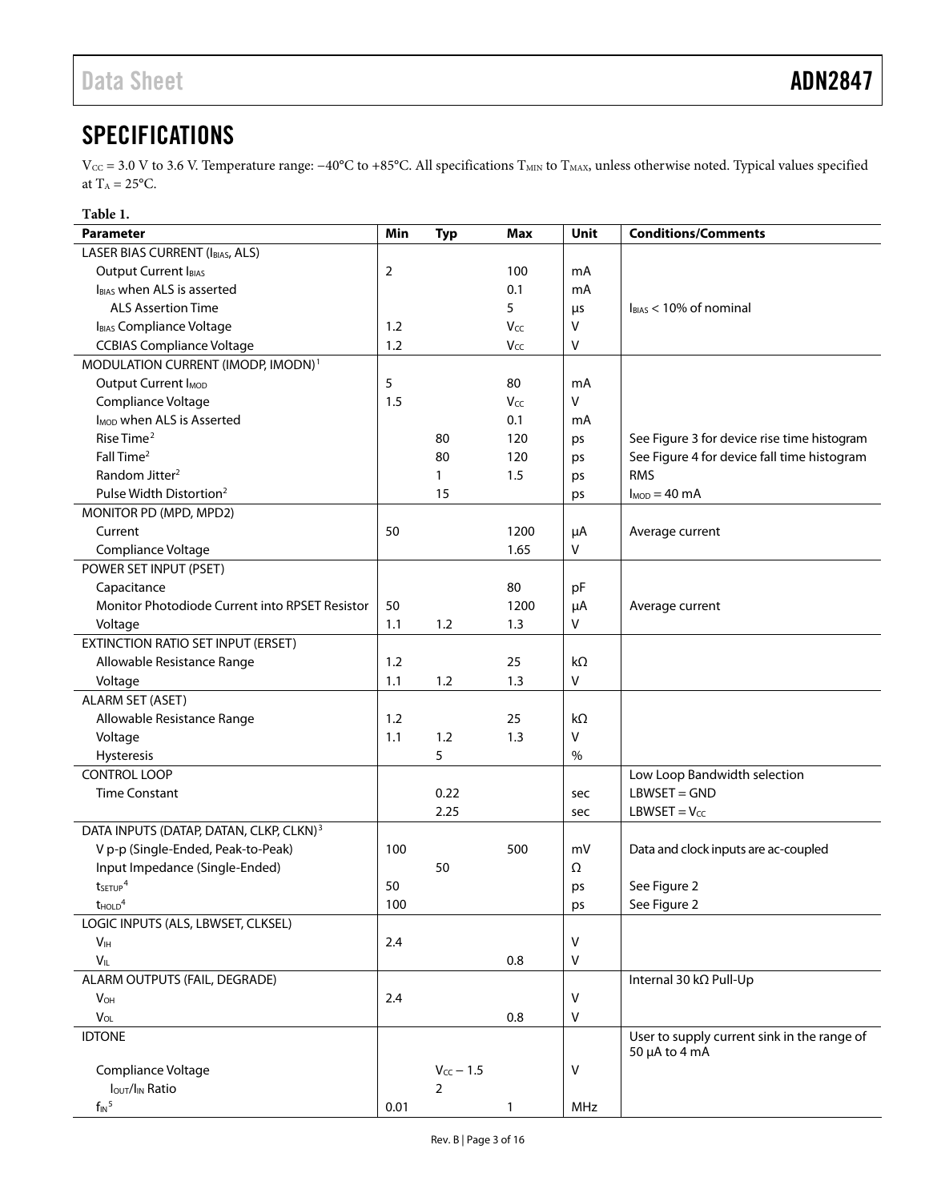## SPECIFICATIONS

$V_{CC}$ = 3.0 V to 3.6 V. Temperature range: −40°C to +85°C. All specifications $T_{MIN}$ to $T_{MAX}$, unless otherwise noted. Typical values specified at $T_A$ = 25°C.

**Table 1.**

| Parameter | Min | Typ | Max | Unit | Conditions/Comments |
|---|---|---|---|---|---|
| LASER BIAS CURRENT ($I_{BIAS}$, ALS) | | | | | |
| Output Current $I_{BIAS}$ | 2 | | 100 | mA | |
| $I_{BIAS}$ when ALS is asserted | | | 0.1 | mA | |
| ALS Assertion Time | | | 5 | µs | $I_{BIAS}$ < 10% of nominal |
| $I_{BIAS}$ Compliance Voltage | 1.2 | | $V_{CC}$ | V | |
| CCBIAS Compliance Voltage | 1.2 | | $V_{CC}$ | V | |
| MODULATION CURRENT (IMODP, IMODN)[1] | | | | | |
| Output Current $I_{MOD}$ | 5 | | 80 | mA | |
| Compliance Voltage | 1.5 | | $V_{CC}$ | V | |
| $I_{MOD}$ when ALS is Asserted | | | 0.1 | mA | |
| Rise Time[2] | | 80 | 120 | ps | See Figure 3 for device rise time histogram |
| Fall Time[2] | | 80 | 120 | ps | See Figure 4 for device fall time histogram |
| Random Jitter[2] | | 1 | 1.5 | ps | RMS |
| Pulse Width Distortion[2] | | 15 | | ps | $I_{MOD}$ = 40 mA |
| MONITOR PD (MPD, MPD2) | | | | | |
| Current | 50 | | 1200 | µA | Average current |
| Compliance Voltage | | | 1.65 | V | |
| POWER SET INPUT (PSET) | | | | | |
| Capacitance | | | 80 | pF | |
| Monitor Photodiode Current into RPSET Resistor | 50 | | 1200 | µA | Average current |
| Voltage | 1.1 | 1.2 | 1.3 | V | |
| EXTINCTION RATIO SET INPUT (ERSET) | | | | | |
| Allowable Resistance Range | 1.2 | | 25 | kΩ | |
| Voltage | 1.1 | 1.2 | 1.3 | V | |
| ALARM SET (ASET) | | | | | |
| Allowable Resistance Range | 1.2 | | 25 | kΩ | |
| Voltage | 1.1 | 1.2 | 1.3 | V | |
| Hysteresis | | 5 | | % | |
| CONTROL LOOP | | | | | Low Loop Bandwidth selection |
| Time Constant | | 0.22 | | sec | LBWSET = GND |
| | | 2.25 | | sec | LBWSET = $V_{CC}$ |
| DATA INPUTS (DATAP, DATAN, CLKP, CLKN)[3] | | | | | |
| V p-p (Single-Ended, Peak-to-Peak) | 100 | | 500 | mV | Data and clock inputs are ac-coupled |
| Input Impedance (Single-Ended) | | 50 | | Ω | |
| $t_{SETUP}$[4] | 50 | | | ps | See Figure 2 |
| $t_{HOLD}$[4] | 100 | | | ps | See Figure 2 |
| LOGIC INPUTS (ALS, LBWSET, CLKSEL) | | | | | |
| $V_{IH}$ | 2.4 | | | V | |
| $V_{IL}$ | | | 0.8 | V | |
| ALARM OUTPUTS (FAIL, DEGRADE) | | | | | Internal 30 kΩ Pull-Up |
| $V_{OH}$ | 2.4 | | | V | |
| $V_{OL}$ | | | 0.8 | V | |
| IDTONE | | | | | User to supply current sink in the range of 50 µA to 4 mA |
| Compliance Voltage | | $V_{CC}$ − 1.5 | | V | |
| $I_{OUT}/I_{IN}$ Ratio | | 2 | | | |
| $f_{IN}$[5] | 0.01 | | 1 | MHz | |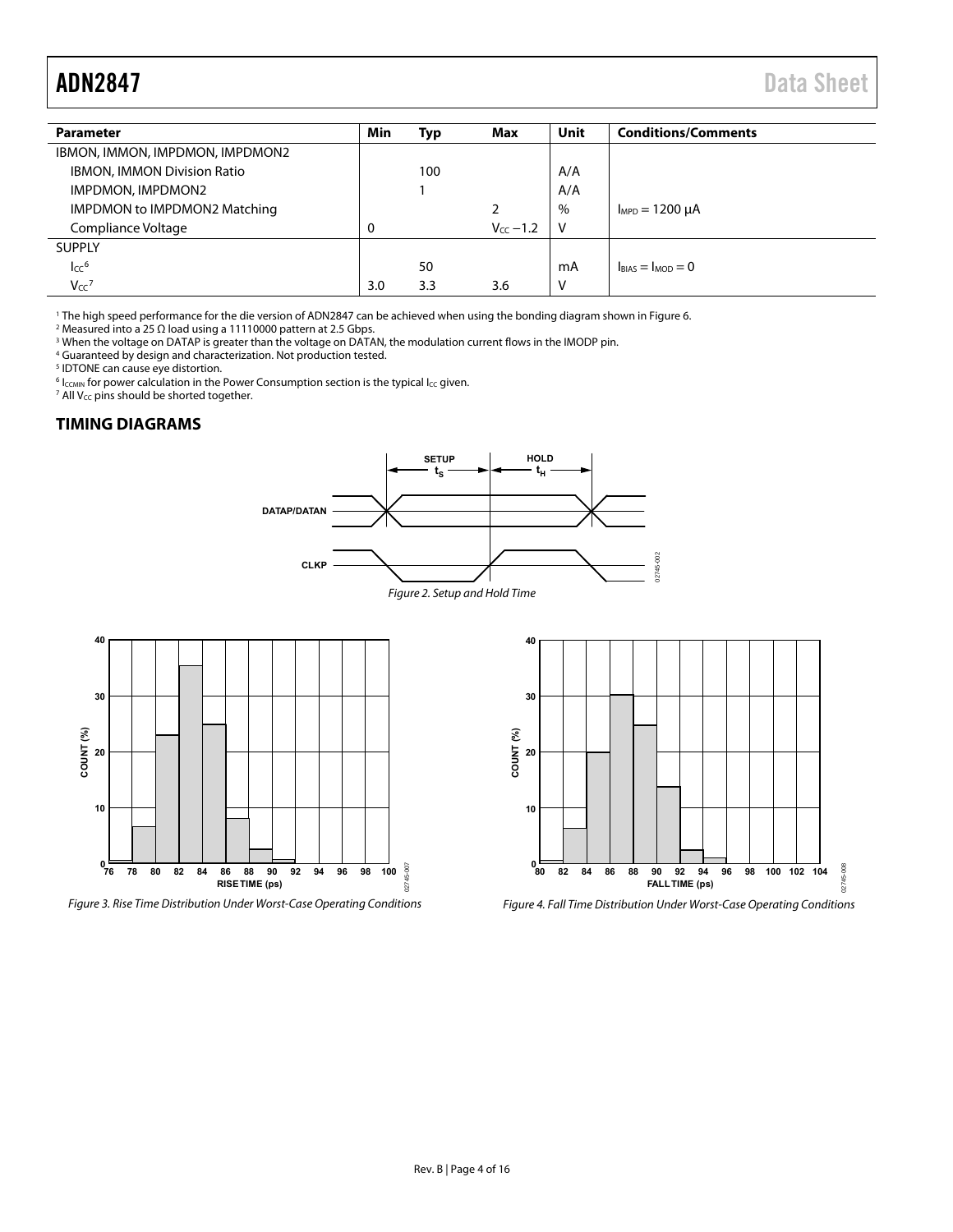| Parameter | Min | Typ | Max | Unit | Conditions/Comments |
|---|---|---|---|---|---|
| IBMON, IMMON, IMPDMON, IMPDMON2 | | | | | |
| IBMON, IMMON Division Ratio | | 100 | | A/A | |
| IMPDMON, IMPDMON2 | | 1 | | A/A | |
| IMPDMON to IMPDMON2 Matching | | | 2 | % | $I_{MPD}$ = 1200 μA |
| Compliance Voltage | 0 | | $V_{CC}$ − 1.2 | V | |
| SUPPLY | | | | | |
| $I_{CC}$[6] | | 50 | | mA | $I_{BIAS}$ = $I_{MOD}$ = 0 |
| $V_{CC}$[7] | 3.0 | 3.3 | 3.6 | V | |

[1] The high speed performance for the die version of ADN2847 can be achieved when using the bonding diagram shown in Figure 6.
[2] Measured into a 25 Ω load using a 11110000 pattern at 2.5 Gbps.
[3] When the voltage on DATAP is greater than the voltage on DATAN, the modulation current flows in the IMODP pin.
[4] Guaranteed by design and characterization. Not production tested.
[5] IDTONE can cause eye distortion.
[6] $I_{CCMIN}$ for power calculation in the Power Consumption section is the typical $I_{CC}$ given.
[7] All $V_{CC}$ pins should be shorted together.

## TIMING DIAGRAMS

*Figure 2. Setup and Hold Time*

*Figure 3. Rise Time Distribution Under Worst-Case Operating Conditions*

*Figure 4. Fall Time Distribution Under Worst-Case Operating Conditions*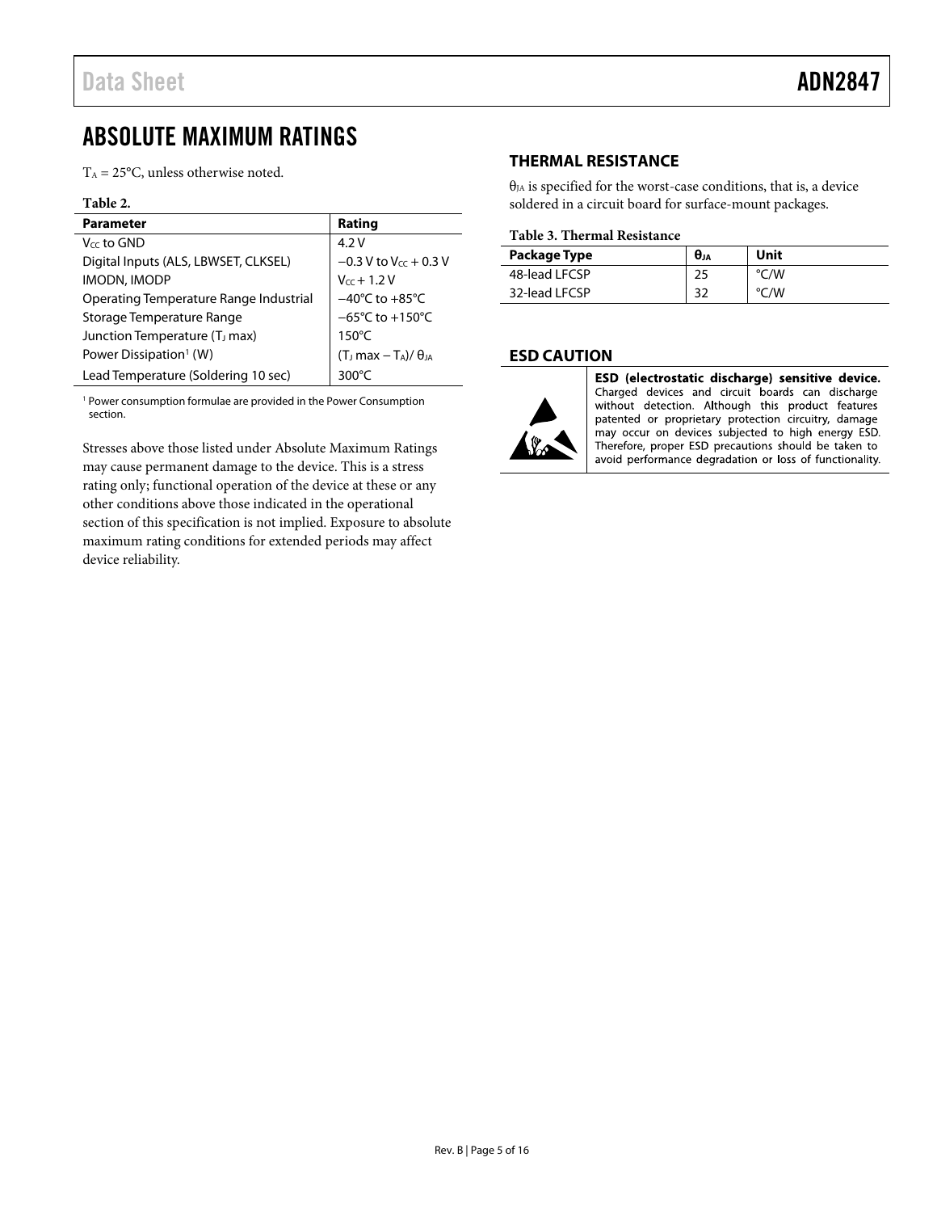# ABSOLUTE MAXIMUM RATINGS

$T_A$ = 25°C, unless otherwise noted.

**Table 2.**

| Parameter | Rating |
|---|---|
| $V_{CC}$ to GND | 4.2 V |
| Digital Inputs (ALS, LBWSET, CLKSEL) | −0.3 V to $V_{CC}$ + 0.3 V |
| IMODN, IMODP | $V_{CC}$ + 1.2 V |
| Operating Temperature Range Industrial | −40°C to +85°C |
| Storage Temperature Range | −65°C to +150°C |
| Junction Temperature ($T_J$ max) | 150°C |
| Power Dissipation[1] (W) | $(T_J \text{ max} - T_A)/\theta_{JA}$ |
| Lead Temperature (Soldering 10 sec) | 300°C |

[1] Power consumption formulae are provided in the Power Consumption section.

Stresses above those listed under Absolute Maximum Ratings may cause permanent damage to the device. This is a stress rating only; functional operation of the device at these or any other conditions above those indicated in the operational section of this specification is not implied. Exposure to absolute maximum rating conditions for extended periods may affect device reliability.

## THERMAL RESISTANCE

$\theta_{JA}$ is specified for the worst-case conditions, that is, a device soldered in a circuit board for surface-mount packages.

**Table 3. Thermal Resistance**

| Package Type | $\theta_{JA}$ | Unit |
|---|---|---|
| 48-lead LFCSP | 25 | °C/W |
| 32-lead LFCSP | 32 | °C/W |

## ESD CAUTION

**ESD (electrostatic discharge) sensitive device.** Charged devices and circuit boards can discharge without detection. Although this product features patented or proprietary protection circuitry, damage may occur on devices subjected to high energy ESD. Therefore, proper ESD precautions should be taken to avoid performance degradation or loss of functionality.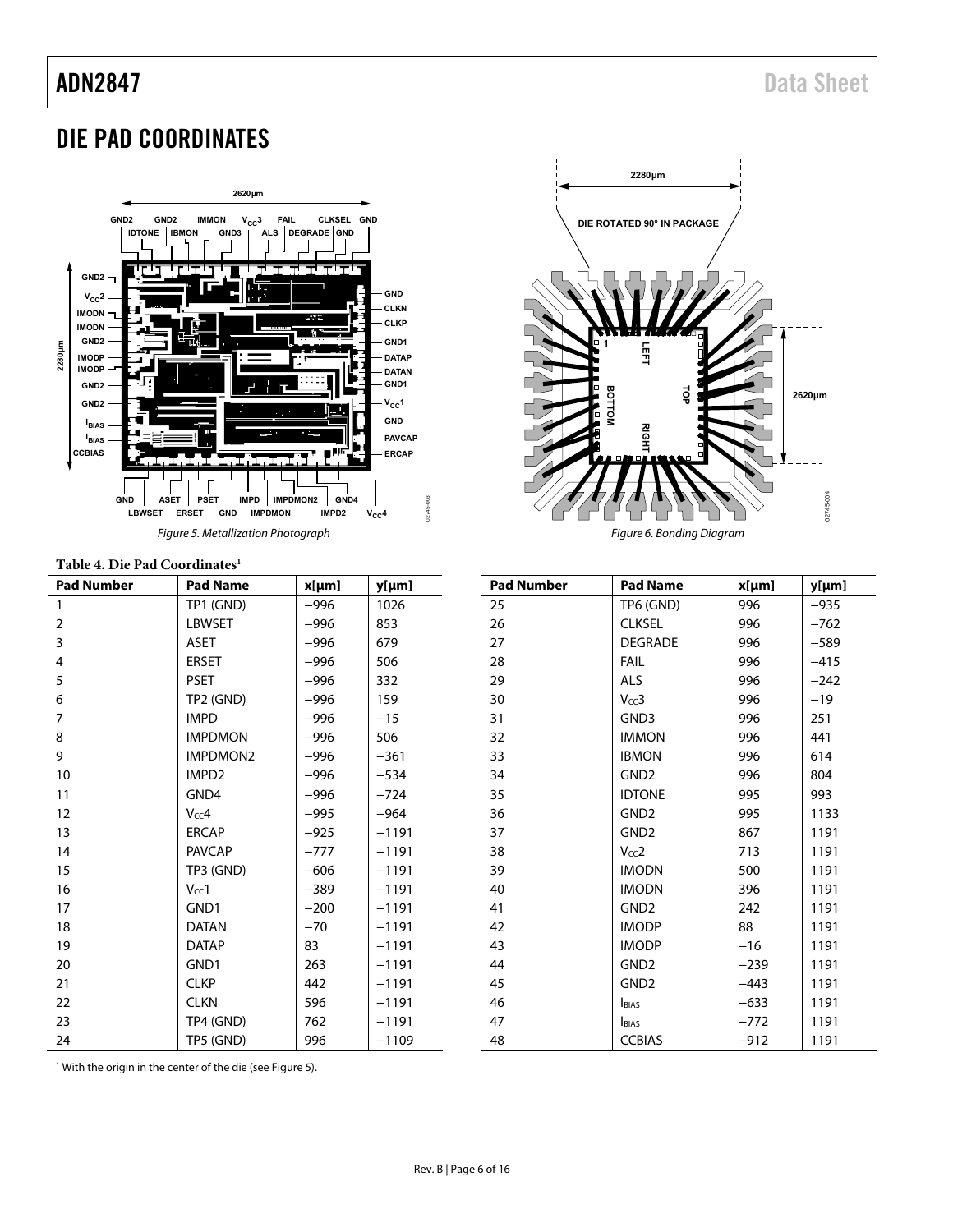## DIE PAD COORDINATES

Figure 5. Metallization Photograph

Figure 6. Bonding Diagram

**Table 4. Die Pad Coordinates[1]**

| Pad Number | Pad Name | x[μm] | y[μm] |
|---|---|---|---|
| 1 | TP1 (GND) | −996 | 1026 |
| 2 | LBWSET | −996 | 853 |
| 3 | ASET | −996 | 679 |
| 4 | ERSET | −996 | 506 |
| 5 | PSET | −996 | 332 |
| 6 | TP2 (GND) | −996 | 159 |
| 7 | IMPD | −996 | −15 |
| 8 | IMPDMON | −996 | 506 |
| 9 | IMPDMON2 | −996 | −361 |
| 10 | IMPD2 | −996 | −534 |
| 11 | GND4 | −996 | −724 |
| 12 | $V_{CC}4$ | −995 | −964 |
| 13 | ERCAP | −925 | −1191 |
| 14 | PAVCAP | −777 | −1191 |
| 15 | TP3 (GND) | −606 | −1191 |
| 16 | $V_{CC}1$ | −389 | −1191 |
| 17 | GND1 | −200 | −1191 |
| 18 | DATAN | −70 | −1191 |
| 19 | DATAP | 83 | −1191 |
| 20 | GND1 | 263 | −1191 |
| 21 | CLKP | 442 | −1191 |
| 22 | CLKN | 596 | −1191 |
| 23 | TP4 (GND) | 762 | −1191 |
| 24 | TP5 (GND) | 996 | −1109 |
| 25 | TP6 (GND) | 996 | −935 |
| 26 | CLKSEL | 996 | −762 |
| 27 | DEGRADE | 996 | −589 |
| 28 | FAIL | 996 | −415 |
| 29 | ALS | 996 | −242 |
| 30 | $V_{CC}3$ | 996 | −19 |
| 31 | GND3 | 996 | 251 |
| 32 | IMMON | 996 | 441 |
| 33 | IBMON | 996 | 614 |
| 34 | GND2 | 996 | 804 |
| 35 | IDTONE | 995 | 993 |
| 36 | GND2 | 995 | 1133 |
| 37 | GND2 | 867 | 1191 |
| 38 | $V_{CC}2$ | 713 | 1191 |
| 39 | IMODN | 500 | 1191 |
| 40 | IMODN | 396 | 1191 |
| 41 | GND2 | 242 | 1191 |
| 42 | IMODP | 88 | 1191 |
| 43 | IMODP | −16 | 1191 |
| 44 | GND2 | −239 | 1191 |
| 45 | GND2 | −443 | 1191 |
| 46 | $I_{BIAS}$ | −633 | 1191 |
| 47 | $I_{BIAS}$ | −772 | 1191 |
| 48 | CCBIAS | −912 | 1191 |

[1] With the origin in the center of the die (see Figure 5).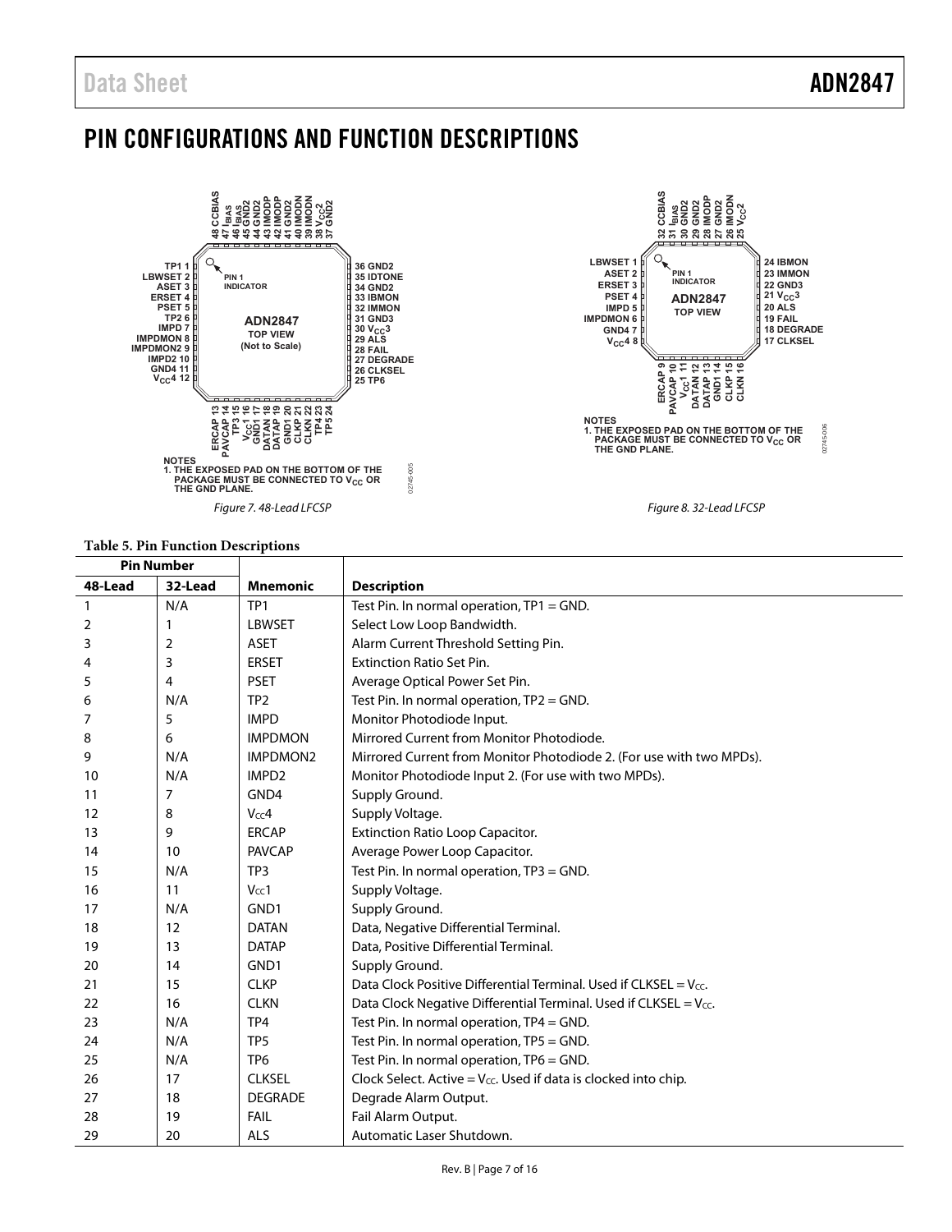# PIN CONFIGURATIONS AND FUNCTION DESCRIPTIONS

*Figure 7. 48-Lead LFCSP*

*Figure 8. 32-Lead LFCSP*

**Table 5. Pin Function Descriptions**

| Pin Number | | | |
|---|---|---|---|
| **48-Lead** | **32-Lead** | **Mnemonic** | **Description** |
| 1 | N/A | TP1 | Test Pin. In normal operation, TP1 = GND. |
| 2 | 1 | LBWSET | Select Low Loop Bandwidth. |
| 3 | 2 | ASET | Alarm Current Threshold Setting Pin. |
| 4 | 3 | ERSET | Extinction Ratio Set Pin. |
| 5 | 4 | PSET | Average Optical Power Set Pin. |
| 6 | N/A | TP2 | Test Pin. In normal operation, TP2 = GND. |
| 7 | 5 | IMPD | Monitor Photodiode Input. |
| 8 | 6 | IMPDMON | Mirrored Current from Monitor Photodiode. |
| 9 | N/A | IMPDMON2 | Mirrored Current from Monitor Photodiode 2. (For use with two MPDs). |
| 10 | N/A | IMPD2 | Monitor Photodiode Input 2. (For use with two MPDs). |
| 11 | 7 | GND4 | Supply Ground. |
| 12 | 8 | $V_{CC}4$ | Supply Voltage. |
| 13 | 9 | ERCAP | Extinction Ratio Loop Capacitor. |
| 14 | 10 | PAVCAP | Average Power Loop Capacitor. |
| 15 | N/A | TP3 | Test Pin. In normal operation, TP3 = GND. |
| 16 | 11 | $V_{CC}1$ | Supply Voltage. |
| 17 | N/A | GND1 | Supply Ground. |
| 18 | 12 | DATAN | Data, Negative Differential Terminal. |
| 19 | 13 | DATAP | Data, Positive Differential Terminal. |
| 20 | 14 | GND1 | Supply Ground. |
| 21 | 15 | CLKP | Data Clock Positive Differential Terminal. Used if CLKSEL = $V_{CC}$. |
| 22 | 16 | CLKN | Data Clock Negative Differential Terminal. Used if CLKSEL = $V_{CC}$. |
| 23 | N/A | TP4 | Test Pin. In normal operation, TP4 = GND. |
| 24 | N/A | TP5 | Test Pin. In normal operation, TP5 = GND. |
| 25 | N/A | TP6 | Test Pin. In normal operation, TP6 = GND. |
| 26 | 17 | CLKSEL | Clock Select. Active = $V_{CC}$. Used if data is clocked into chip. |
| 27 | 18 | DEGRADE | Degrade Alarm Output. |
| 28 | 19 | FAIL | Fail Alarm Output. |
| 29 | 20 | ALS | Automatic Laser Shutdown. |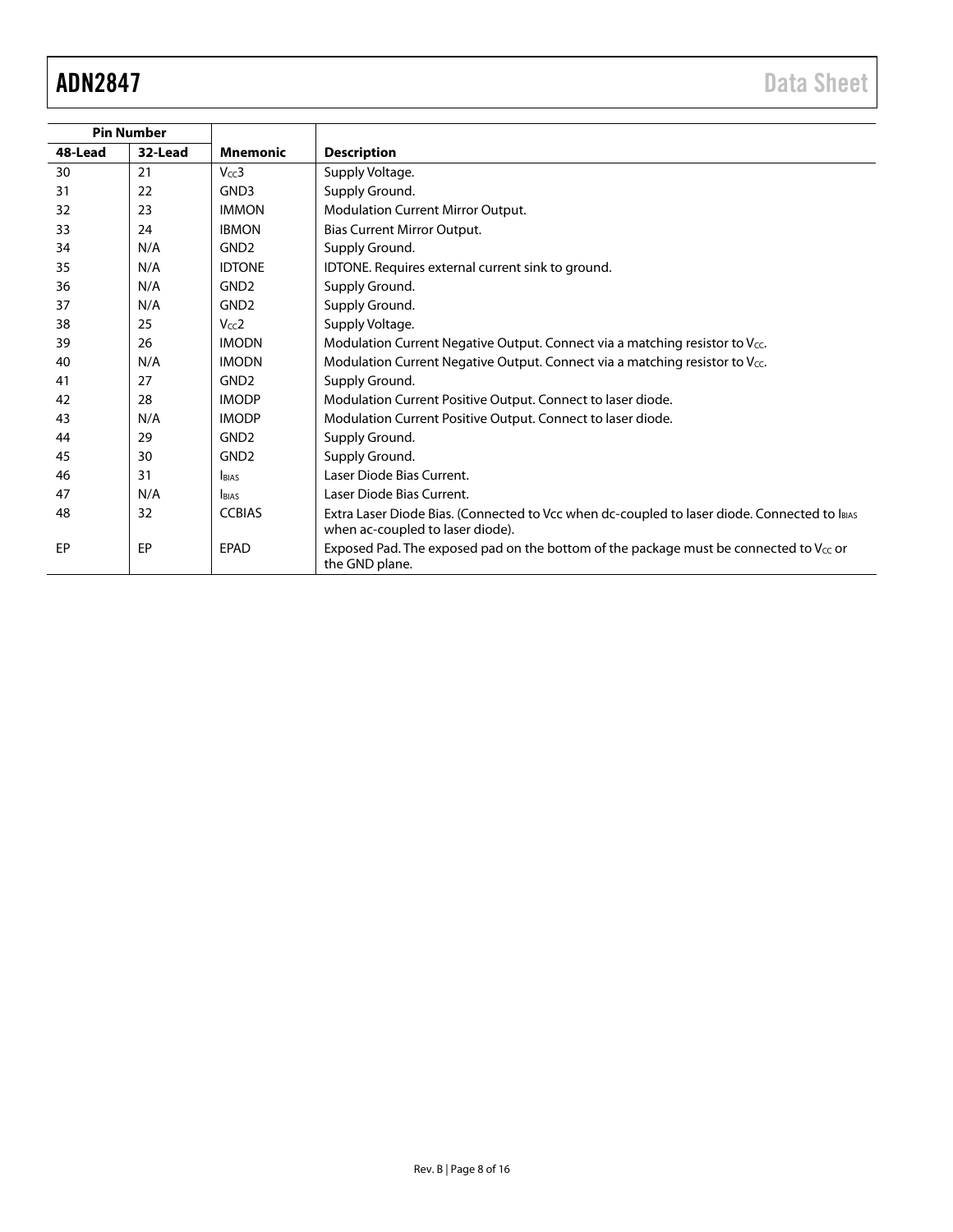| Pin Number | | | |
|---|---|---|---|
| 48-Lead | 32-Lead | Mnemonic | Description |
| 30 | 21 | $V_{CC}3$ | Supply Voltage. |
| 31 | 22 | GND3 | Supply Ground. |
| 32 | 23 | IMMON | Modulation Current Mirror Output. |
| 33 | 24 | IBMON | Bias Current Mirror Output. |
| 34 | N/A | GND2 | Supply Ground. |
| 35 | N/A | IDTONE | IDTONE. Requires external current sink to ground. |
| 36 | N/A | GND2 | Supply Ground. |
| 37 | N/A | GND2 | Supply Ground. |
| 38 | 25 | $V_{CC}2$ | Supply Voltage. |
| 39 | 26 | IMODN | Modulation Current Negative Output. Connect via a matching resistor to $V_{CC}$. |
| 40 | N/A | IMODN | Modulation Current Negative Output. Connect via a matching resistor to $V_{CC}$. |
| 41 | 27 | GND2 | Supply Ground. |
| 42 | 28 | IMODP | Modulation Current Positive Output. Connect to laser diode. |
| 43 | N/A | IMODP | Modulation Current Positive Output. Connect to laser diode. |
| 44 | 29 | GND2 | Supply Ground. |
| 45 | 30 | GND2 | Supply Ground. |
| 46 | 31 | $I_{BIAS}$ | Laser Diode Bias Current. |
| 47 | N/A | $I_{BIAS}$ | Laser Diode Bias Current. |
| 48 | 32 | CCBIAS | Extra Laser Diode Bias. (Connected to Vcc when dc-coupled to laser diode. Connected to $I_{BIAS}$ when ac-coupled to laser diode). |
| EP | EP | EPAD | Exposed Pad. The exposed pad on the bottom of the package must be connected to $V_{CC}$ or the GND plane. |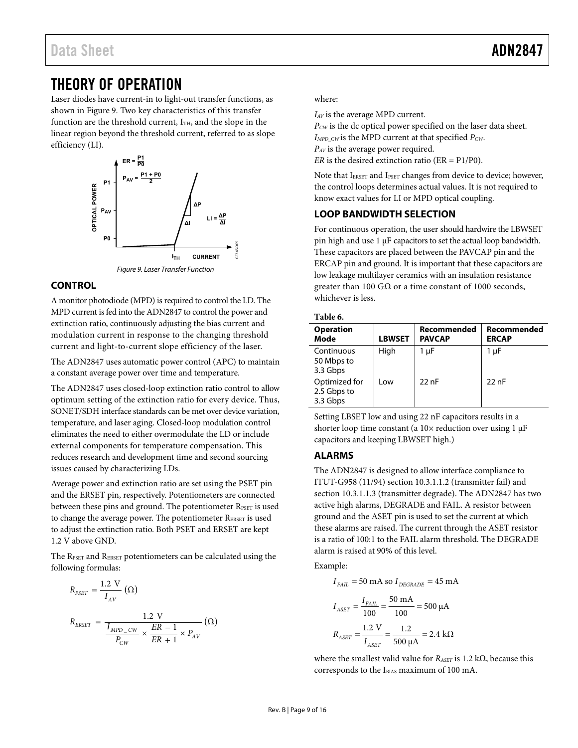# THEORY OF OPERATION

Laser diodes have current-in to light-out transfer functions, as shown in Figure 9. Two key characteristics of this transfer function are the threshold current, $I_{TH}$, and the slope in the linear region beyond the threshold current, referred to as slope efficiency (LI).

*Figure 9. Laser Transfer Function*

## CONTROL

A monitor photodiode (MPD) is required to control the LD. The MPD current is fed into the ADN2847 to control the power and extinction ratio, continuously adjusting the bias current and modulation current in response to the changing threshold current and light-to-current slope efficiency of the laser.

The ADN2847 uses automatic power control (APC) to maintain a constant average power over time and temperature.

The ADN2847 uses closed-loop extinction ratio control to allow optimum setting of the extinction ratio for every device. Thus, SONET/SDH interface standards can be met over device variation, temperature, and laser aging. Closed-loop modulation control eliminates the need to either overmodulate the LD or include external components for temperature compensation. This reduces research and development time and second sourcing issues caused by characterizing LDs.

Average power and extinction ratio are set using the PSET pin and the ERSET pin, respectively. Potentiometers are connected between these pins and ground. The potentiometer $R_{PSET}$ is used to change the average power. The potentiometer $R_{ERSET}$ is used to adjust the extinction ratio. Both PSET and ERSET are kept 1.2 V above GND.

The $R_{PSET}$ and $R_{ERSET}$ potentiometers can be calculated using the following formulas:

$$R_{PSET} = \frac{1.2\text{ V}}{I_{AV}}\ (\Omega)$$

$$R_{ERSET} = \frac{1.2\text{ V}}{\dfrac{I_{MPD\_CW}}{P_{CW}} \times \dfrac{ER-1}{ER+1} \times P_{AV}}\ (\Omega)$$

where:

$I_{AV}$ is the average MPD current.
$P_{CW}$ is the dc optical power specified on the laser data sheet.
$I_{MPD\_CW}$ is the MPD current at that specified $P_{CW}$.
$P_{AV}$ is the average power required.
$ER$ is the desired extinction ratio (ER = P1/P0).

Note that $I_{ERSET}$ and $I_{PSET}$ changes from device to device; however, the control loops determines actual values. It is not required to know exact values for LI or MPD optical coupling.

## LOOP BANDWIDTH SELECTION

For continuous operation, the user should hardwire the LBWSET pin high and use 1 µF capacitors to set the actual loop bandwidth. These capacitors are placed between the PAVCAP pin and the ERCAP pin and ground. It is important that these capacitors are low leakage multilayer ceramics with an insulation resistance greater than 100 GΩ or a time constant of 1000 seconds, whichever is less.

**Table 6.**

| Operation Mode | LBWSET | Recommended PAVCAP | Recommended ERCAP |
|---|---|---|---|
| Continuous 50 Mbps to 3.3 Gbps | High | 1 µF | 1 µF |
| Optimized for 2.5 Gbps to 3.3 Gbps | Low | 22 nF | 22 nF |

Setting LBSET low and using 22 nF capacitors results in a shorter loop time constant (a 10× reduction over using 1 µF capacitors and keeping LBWSET high.)

## ALARMS

The ADN2847 is designed to allow interface compliance to ITUT-G958 (11/94) section 10.3.1.1.2 (transmitter fail) and section 10.3.1.1.3 (transmitter degrade). The ADN2847 has two active high alarms, DEGRADE and FAIL. A resistor between ground and the ASET pin is used to set the current at which these alarms are raised. The current through the ASET resistor is a ratio of 100:1 to the FAIL alarm threshold. The DEGRADE alarm is raised at 90% of this level.

Example:

$$I_{FAIL} = 50\text{ mA so } I_{DEGRADE} = 45\text{ mA}$$

$$I_{ASET} = \frac{I_{FAIL}}{100} = \frac{50\text{ mA}}{100} = 500\text{ µA}$$

$$R_{ASET} = \frac{1.2\text{ V}}{I_{ASET}} = \frac{1.2}{500\text{ µA}} = 2.4\text{ k}\Omega$$

where the smallest valid value for $R_{ASET}$ is 1.2 kΩ, because this corresponds to the $I_{BIAS}$ maximum of 100 mA.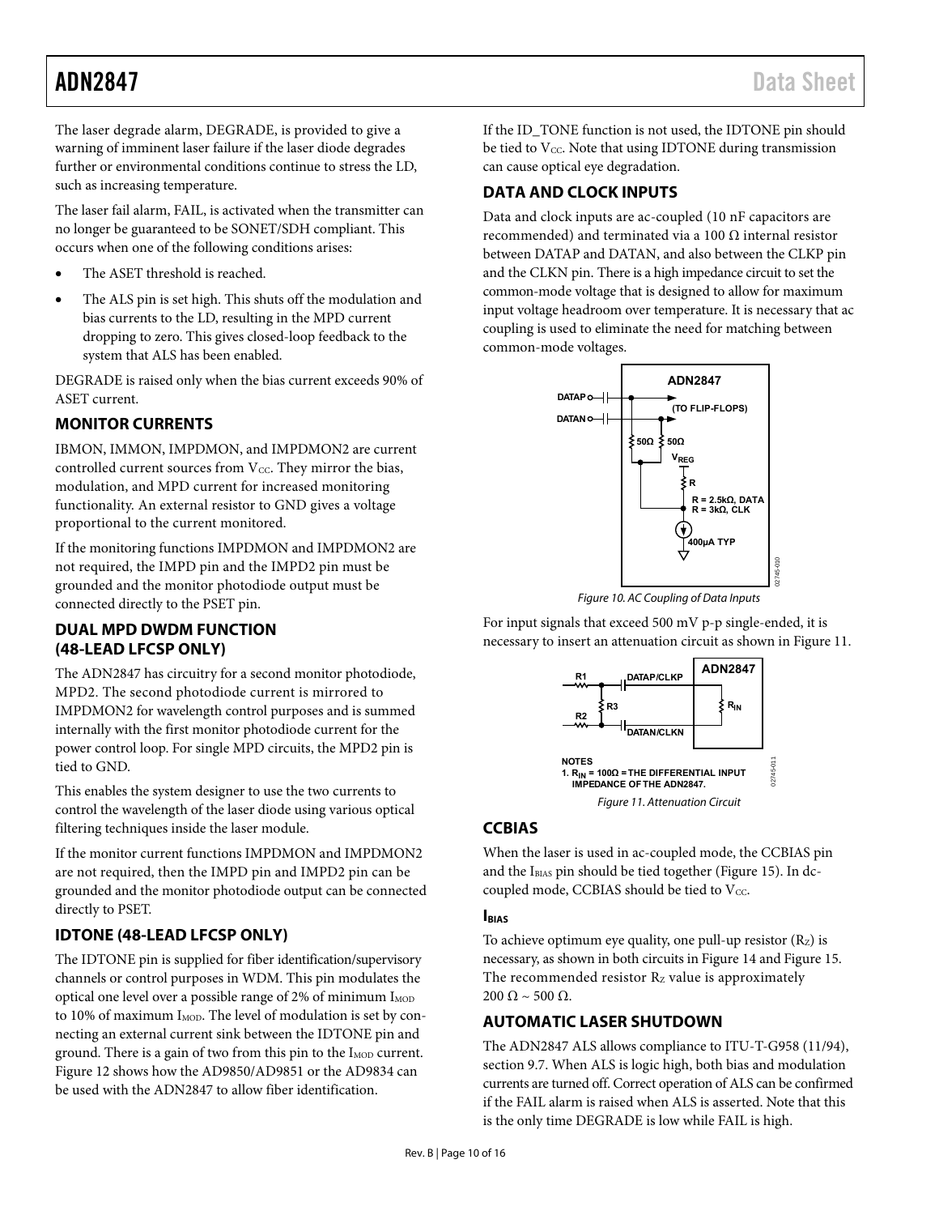The laser degrade alarm, DEGRADE, is provided to give a warning of imminent laser failure if the laser diode degrades further or environmental conditions continue to stress the LD, such as increasing temperature.

The laser fail alarm, FAIL, is activated when the transmitter can no longer be guaranteed to be SONET/SDH compliant. This occurs when one of the following conditions arises:

- The ASET threshold is reached.
- The ALS pin is set high. This shuts off the modulation and bias currents to the LD, resulting in the MPD current dropping to zero. This gives closed-loop feedback to the system that ALS has been enabled.

DEGRADE is raised only when the bias current exceeds 90% of ASET current.

## MONITOR CURRENTS

IBMON, IMMON, IMPDMON, and IMPDMON2 are current controlled current sources from $V_{CC}$. They mirror the bias, modulation, and MPD current for increased monitoring functionality. An external resistor to GND gives a voltage proportional to the current monitored.

If the monitoring functions IMPDMON and IMPDMON2 are not required, the IMPD pin and the IMPD2 pin must be grounded and the monitor photodiode output must be connected directly to the PSET pin.

## DUAL MPD DWDM FUNCTION (48-LEAD LFCSP ONLY)

The ADN2847 has circuitry for a second monitor photodiode, MPD2. The second photodiode current is mirrored to IMPDMON2 for wavelength control purposes and is summed internally with the first monitor photodiode current for the power control loop. For single MPD circuits, the MPD2 pin is tied to GND.

This enables the system designer to use the two currents to control the wavelength of the laser diode using various optical filtering techniques inside the laser module.

If the monitor current functions IMPDMON and IMPDMON2 are not required, then the IMPD pin and IMPD2 pin can be grounded and the monitor photodiode output can be connected directly to PSET.

## IDTONE (48-LEAD LFCSP ONLY)

The IDTONE pin is supplied for fiber identification/supervisory channels or control purposes in WDM. This pin modulates the optical one level over a possible range of 2% of minimum $I_{MOD}$ to 10% of maximum $I_{MOD}$. The level of modulation is set by connecting an external current sink between the IDTONE pin and ground. There is a gain of two from this pin to the $I_{MOD}$ current. Figure 12 shows how the AD9850/AD9851 or the AD9834 can be used with the ADN2847 to allow fiber identification.

If the ID_TONE function is not used, the IDTONE pin should be tied to $V_{CC}$. Note that using IDTONE during transmission can cause optical eye degradation.

## DATA AND CLOCK INPUTS

Data and clock inputs are ac-coupled (10 nF capacitors are recommended) and terminated via a 100 Ω internal resistor between DATAP and DATAN, and also between the CLKP pin and the CLKN pin. There is a high impedance circuit to set the common-mode voltage that is designed to allow for maximum input voltage headroom over temperature. It is necessary that ac coupling is used to eliminate the need for matching between common-mode voltages.

Figure 10. AC Coupling of Data Inputs

For input signals that exceed 500 mV p-p single-ended, it is necessary to insert an attenuation circuit as shown in Figure 11.

NOTES
1. $R_{IN}$ = 100Ω = THE DIFFERENTIAL INPUT IMPEDANCE OF THE ADN2847.

Figure 11. Attenuation Circuit

## CCBIAS

When the laser is used in ac-coupled mode, the CCBIAS pin and the $I_{BIAS}$ pin should be tied together (Figure 15). In dc-coupled mode, CCBIAS should be tied to $V_{CC}$.

### $I_{BIAS}$

To achieve optimum eye quality, one pull-up resistor ($R_Z$) is necessary, as shown in both circuits in Figure 14 and Figure 15. The recommended resistor $R_Z$ value is approximately 200 Ω ~ 500 Ω.

## AUTOMATIC LASER SHUTDOWN

The ADN2847 ALS allows compliance to ITU-T-G958 (11/94), section 9.7. When ALS is logic high, both bias and modulation currents are turned off. Correct operation of ALS can be confirmed if the FAIL alarm is raised when ALS is asserted. Note that this is the only time DEGRADE is low while FAIL is high.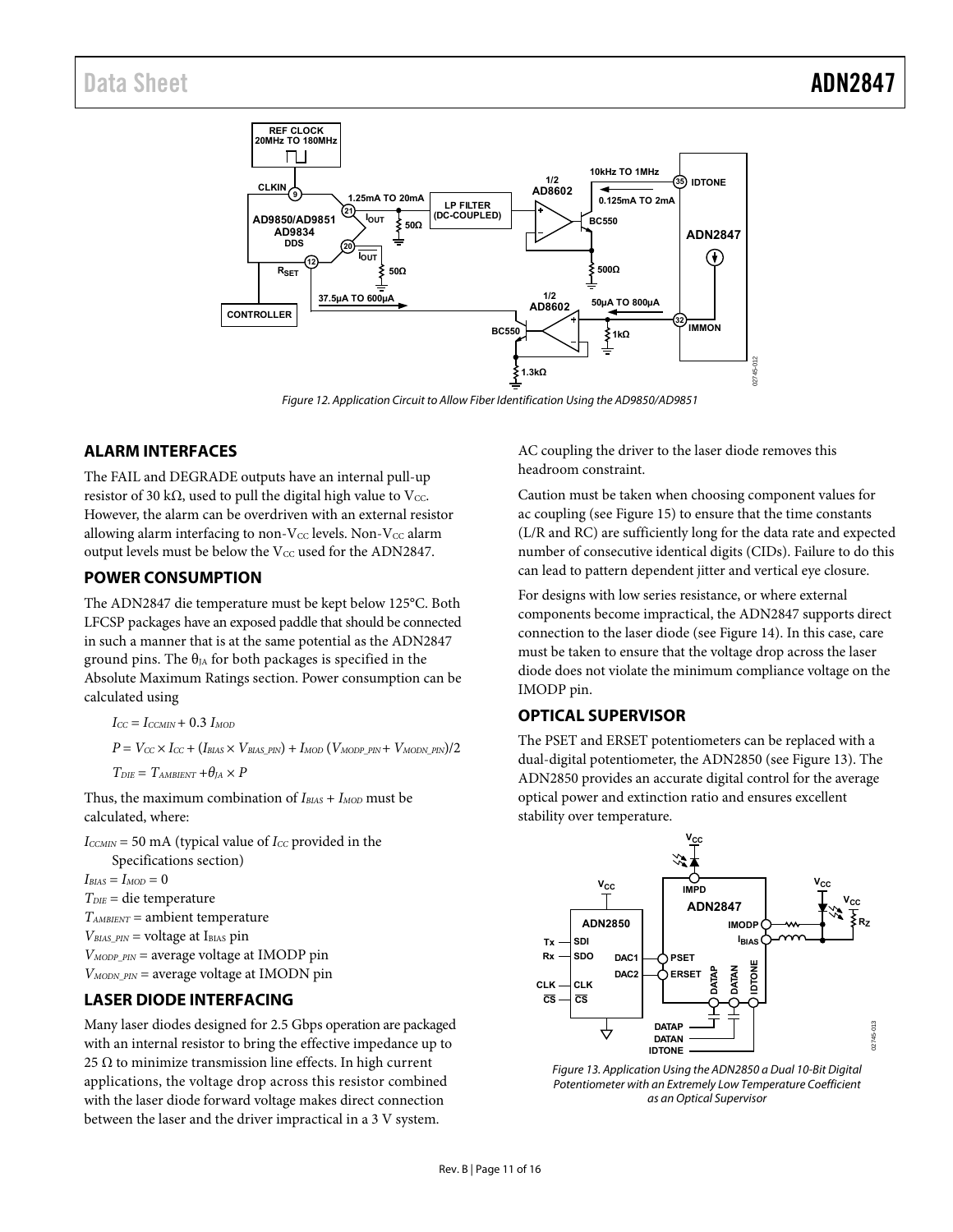Figure 12. Application Circuit to Allow Fiber Identification Using the AD9850/AD9851

## ALARM INTERFACES

The FAIL and DEGRADE outputs have an internal pull-up resistor of 30 kΩ, used to pull the digital high value to $V_{CC}$. However, the alarm can be overdriven with an external resistor allowing alarm interfacing to non-$V_{CC}$ levels. Non-$V_{CC}$ alarm output levels must be below the $V_{CC}$ used for the ADN2847.

## POWER CONSUMPTION

The ADN2847 die temperature must be kept below 125°C. Both LFCSP packages have an exposed paddle that should be connected in such a manner that is at the same potential as the ADN2847 ground pins. The $\theta_{JA}$ for both packages is specified in the Absolute Maximum Ratings section. Power consumption can be calculated using

$$I_{CC} = I_{CCMIN} + 0.3\ I_{MOD}$$

$$P = V_{CC} \times I_{CC} + (I_{BIAS} \times V_{BIAS\_PIN}) + I_{MOD}\ (V_{MODP\_PIN} + V_{MODN\_PIN})/2$$

$$T_{DIE} = T_{AMBIENT} + \theta_{JA} \times P$$

Thus, the maximum combination of $I_{BIAS} + I_{MOD}$ must be calculated, where:

$I_{CCMIN}$ = 50 mA (typical value of $I_{CC}$ provided in the Specifications section)
$I_{BIAS} = I_{MOD} = 0$
$T_{DIE}$ = die temperature
$T_{AMBIENT}$ = ambient temperature
$V_{BIAS\_PIN}$ = voltage at $I_{BIAS}$ pin
$V_{MODP\_PIN}$ = average voltage at IMODP pin
$V_{MODN\_PIN}$ = average voltage at IMODN pin

## LASER DIODE INTERFACING

Many laser diodes designed for 2.5 Gbps operation are packaged with an internal resistor to bring the effective impedance up to 25 Ω to minimize transmission line effects. In high current applications, the voltage drop across this resistor combined with the laser diode forward voltage makes direct connection between the laser and the driver impractical in a 3 V system. AC coupling the driver to the laser diode removes this headroom constraint.

Caution must be taken when choosing component values for ac coupling (see Figure 15) to ensure that the time constants (L/R and RC) are sufficiently long for the data rate and expected number of consecutive identical digits (CIDs). Failure to do this can lead to pattern dependent jitter and vertical eye closure.

For designs with low series resistance, or where external components become impractical, the ADN2847 supports direct connection to the laser diode (see Figure 14). In this case, care must be taken to ensure that the voltage drop across the laser diode does not violate the minimum compliance voltage on the IMODP pin.

## OPTICAL SUPERVISOR

The PSET and ERSET potentiometers can be replaced with a dual-digital potentiometer, the ADN2850 (see Figure 13). The ADN2850 provides an accurate digital control for the average optical power and extinction ratio and ensures excellent stability over temperature.

Figure 13. Application Using the ADN2850 a Dual 10-Bit Digital Potentiometer with an Extremely Low Temperature Coefficient as an Optical Supervisor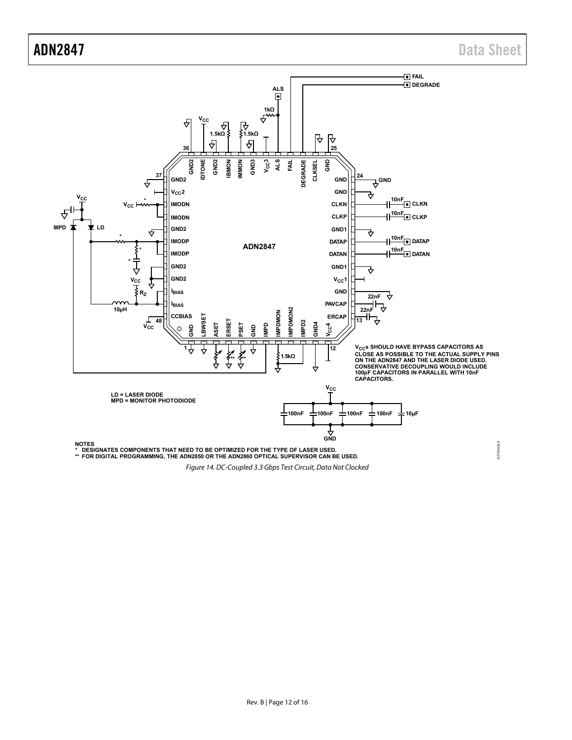VCCs SHOULD HAVE BYPASS CAPACITORS AS CLOSE AS POSSIBLE TO THE ACTUAL SUPPLY PINS ON THE ADN2847 AND THE LASER DIODE USED. CONSERVATIVE DECOUPLING WOULD INCLUDE 100pF CAPACITORS IN PARALLEL WITH 10nF CAPACITORS.

LD = LASER DIODE
MPD = MONITOR PHOTODIODE

NOTES
\* DESIGNATES COMPONENTS THAT NEED TO BE OPTIMIZED FOR THE TYPE OF LASER USED.
\*\* FOR DIGITAL PROGRAMMING, THE ADN2850 OR THE ADN2860 OPTICAL SUPERVISOR CAN BE USED.

*Figure 14. DC-Coupled 3.3 Gbps Test Circuit, Data Not Clocked*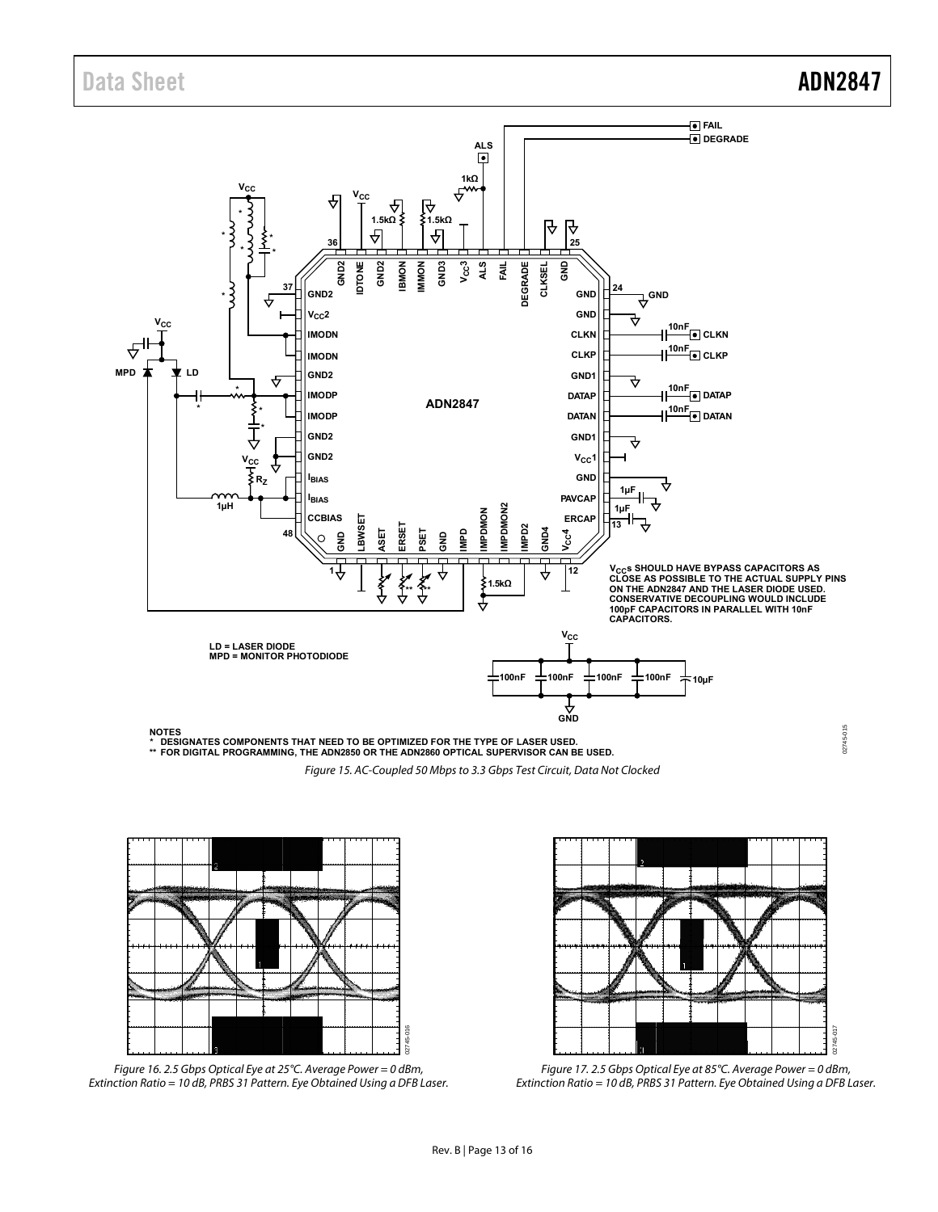Figure 15. AC-Coupled 50 Mbps to 3.3 Gbps Test Circuit, Data Not Clocked

Figure 16. 2.5 Gbps Optical Eye at 25°C. Average Power = 0 dBm, Extinction Ratio = 10 dB, PRBS 31 Pattern. Eye Obtained Using a DFB Laser.

Figure 17. 2.5 Gbps Optical Eye at 85°C. Average Power = 0 dBm, Extinction Ratio = 10 dB, PRBS 31 Pattern. Eye Obtained Using a DFB Laser.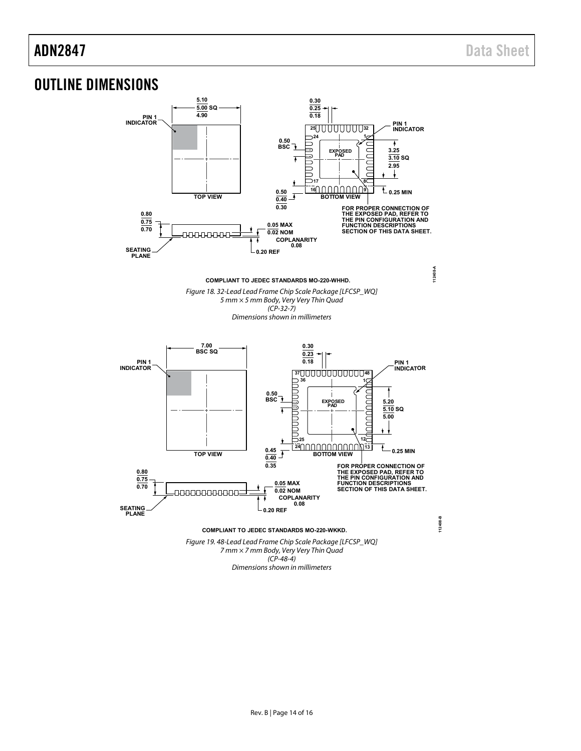# OUTLINE DIMENSIONS

COMPLIANT TO JEDEC STANDARDS MO-220-WHHD.

*Figure 18. 32-Lead Lead Frame Chip Scale Package [LFCSP_WQ]*
*5 mm × 5 mm Body, Very Very Thin Quad*
*(CP-32-7)*
*Dimensions shown in millimeters*

COMPLIANT TO JEDEC STANDARDS MO-220-WKKD.

*Figure 19. 48-Lead Lead Frame Chip Scale Package [LFCSP_WQ]*
*7 mm × 7 mm Body, Very Very Thin Quad*
*(CP-48-4)*
*Dimensions shown in millimeters*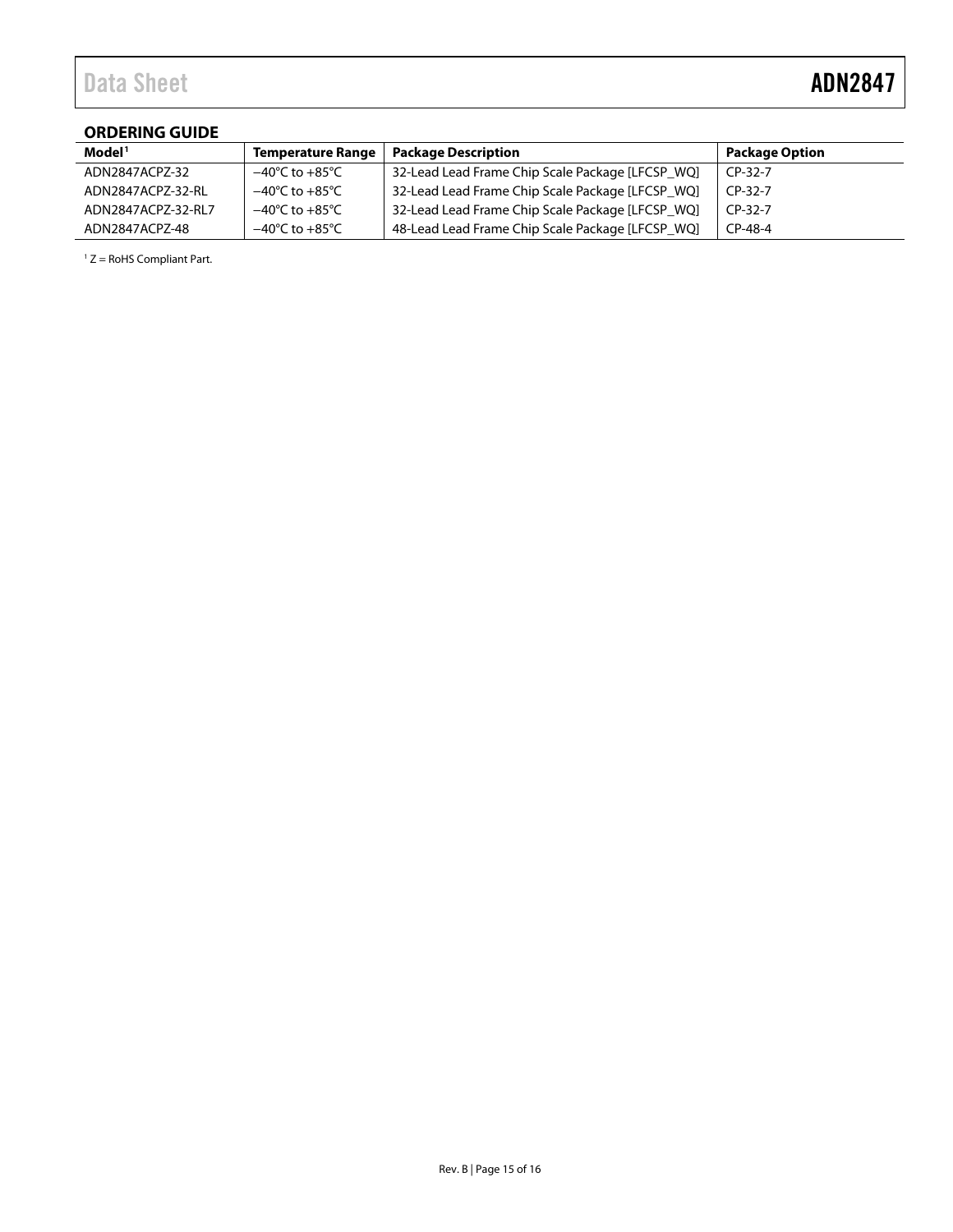## ORDERING GUIDE

| Model[1] | Temperature Range | Package Description | Package Option |
|---|---|---|---|
| ADN2847ACPZ-32 | −40°C to +85°C | 32-Lead Lead Frame Chip Scale Package [LFCSP_WQ] | CP-32-7 |
| ADN2847ACPZ-32-RL | −40°C to +85°C | 32-Lead Lead Frame Chip Scale Package [LFCSP_WQ] | CP-32-7 |
| ADN2847ACPZ-32-RL7 | −40°C to +85°C | 32-Lead Lead Frame Chip Scale Package [LFCSP_WQ] | CP-32-7 |
| ADN2847ACPZ-48 | −40°C to +85°C | 48-Lead Lead Frame Chip Scale Package [LFCSP_WQ] | CP-48-4 |

[1] Z = RoHS Compliant Part.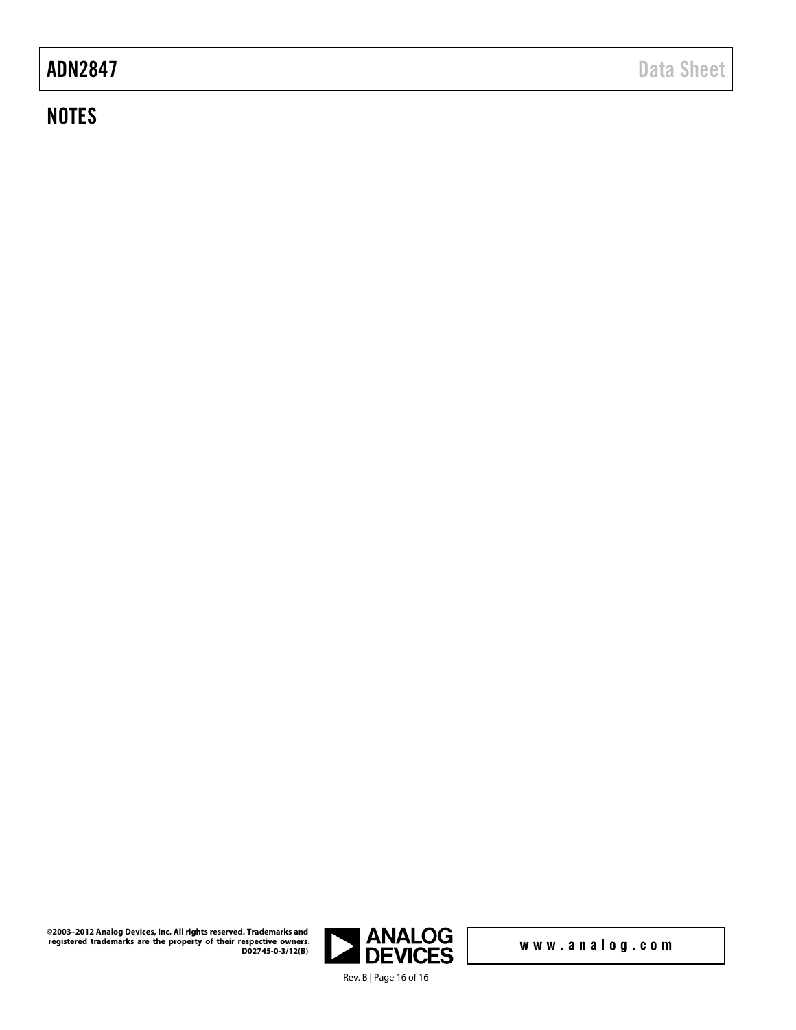## NOTES

©2003–2012 Analog Devices, Inc. All rights reserved. Trademarks and registered trademarks are the property of their respective owners.
D02745-0-3/12(B)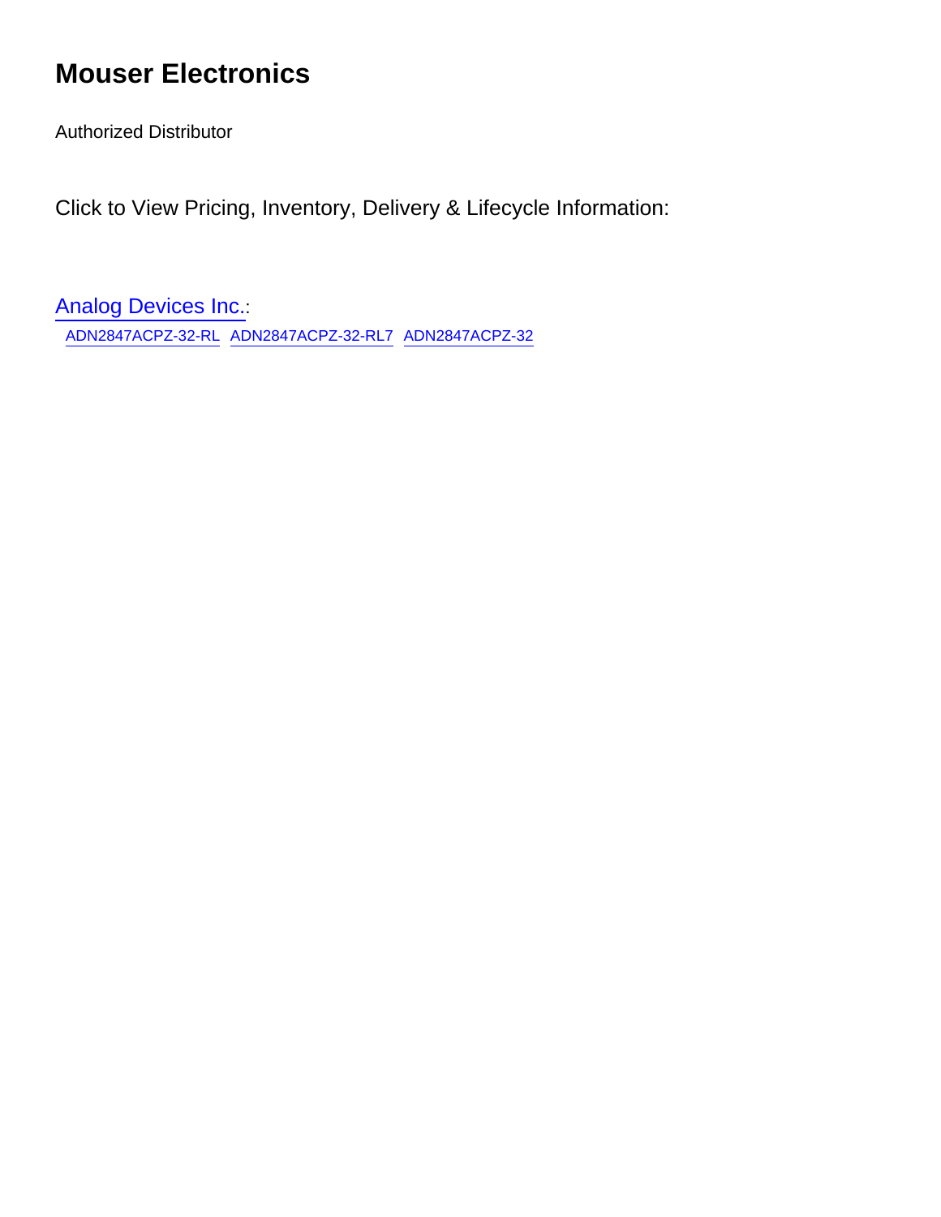# Mouser Electronics

Authorized Distributor

Click to View Pricing, Inventory, Delivery & Lifecycle Information:

Analog Devices Inc.:

ADN2847ACPZ-32-RL ADN2847ACPZ-32-RL7 ADN2847ACPZ-32